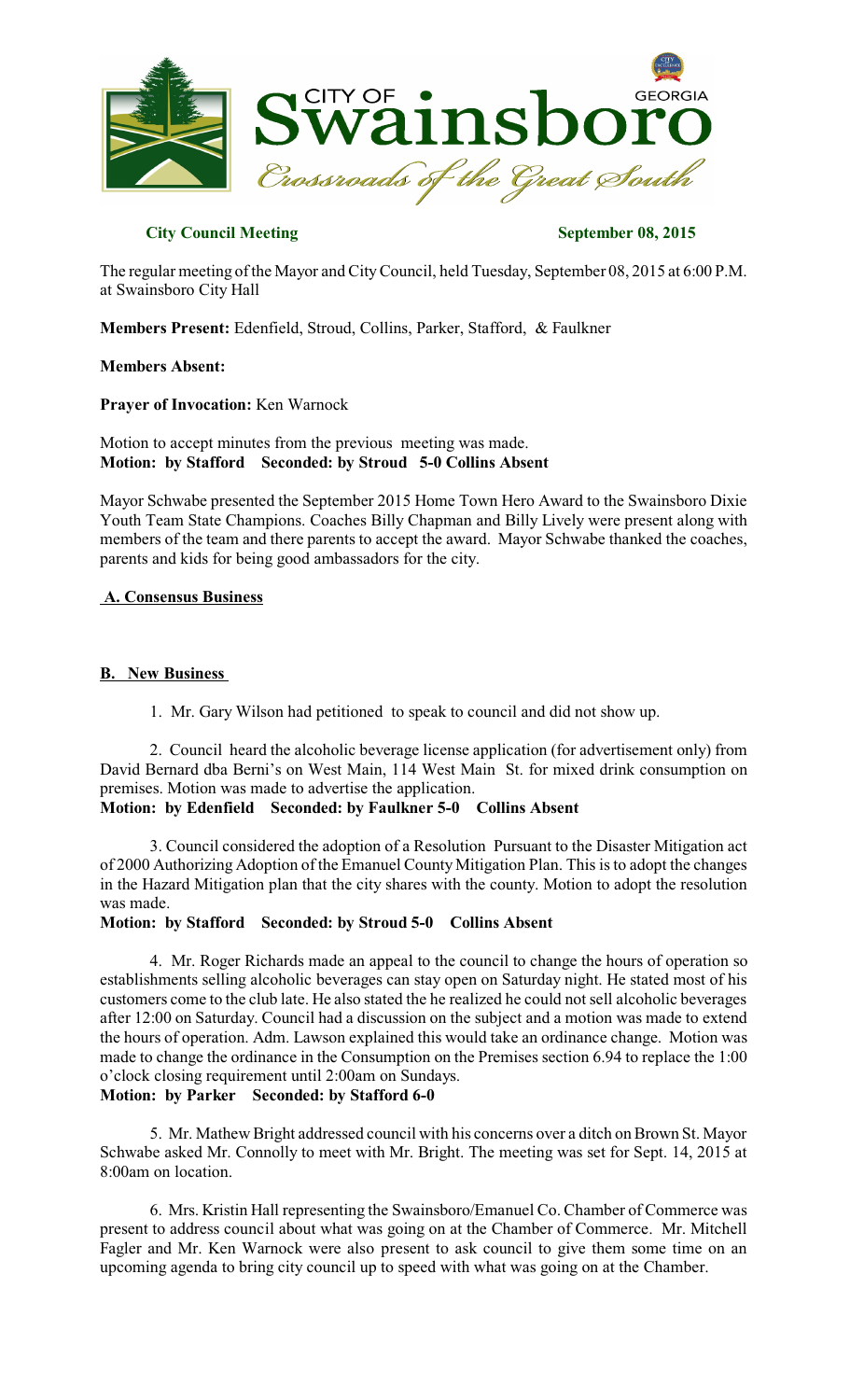**City Council Meeting** **September 08, 2015**

The regular meeting of the Mayor and City Council, held Tuesday, September 08, 2015 at 6:00 P.M. at Swainsboro City Hall

**Members Present:** Edenfield, Stroud, Collins, Parker, Stafford, & Faulkner

**Members Absent:**

**Prayer of Invocation:** Ken Warnock

Motion to accept minutes from the previous meeting was made.
**Motion: by Stafford Seconded: by Stroud 5-0 Collins Absent**

Mayor Schwabe presented the September 2015 Home Town Hero Award to the Swainsboro Dixie Youth Team State Champions. Coaches Billy Chapman and Billy Lively were present along with members of the team and there parents to accept the award. Mayor Schwabe thanked the coaches, parents and kids for being good ambassadors for the city.

**A. Consensus Business**

**B. New Business**

1. Mr. Gary Wilson had petitioned to speak to council and did not show up.

2. Council heard the alcoholic beverage license application (for advertisement only) from David Bernard dba Berni's on West Main, 114 West Main St. for mixed drink consumption on premises. Motion was made to advertise the application.
**Motion: by Edenfield Seconded: by Faulkner 5-0 Collins Absent**

3. Council considered the adoption of a Resolution Pursuant to the Disaster Mitigation act of 2000 Authorizing Adoption of the Emanuel County Mitigation Plan. This is to adopt the changes in the Hazard Mitigation plan that the city shares with the county. Motion to adopt the resolution was made.
**Motion: by Stafford Seconded: by Stroud 5-0 Collins Absent**

4. Mr. Roger Richards made an appeal to the council to change the hours of operation so establishments selling alcoholic beverages can stay open on Saturday night. He stated most of his customers come to the club late. He also stated the he realized he could not sell alcoholic beverages after 12:00 on Saturday. Council had a discussion on the subject and a motion was made to extend the hours of operation. Adm. Lawson explained this would take an ordinance change. Motion was made to change the ordinance in the Consumption on the Premises section 6.94 to replace the 1:00 o'clock closing requirement until 2:00am on Sundays.
**Motion: by Parker Seconded: by Stafford 6-0**

5. Mr. Mathew Bright addressed council with his concerns over a ditch on Brown St. Mayor Schwabe asked Mr. Connolly to meet with Mr. Bright. The meeting was set for Sept. 14, 2015 at 8:00am on location.

6. Mrs. Kristin Hall representing the Swainsboro/Emanuel Co. Chamber of Commerce was present to address council about what was going on at the Chamber of Commerce. Mr. Mitchell Fagler and Mr. Ken Warnock were also present to ask council to give them some time on an upcoming agenda to bring city council up to speed with what was going on at the Chamber.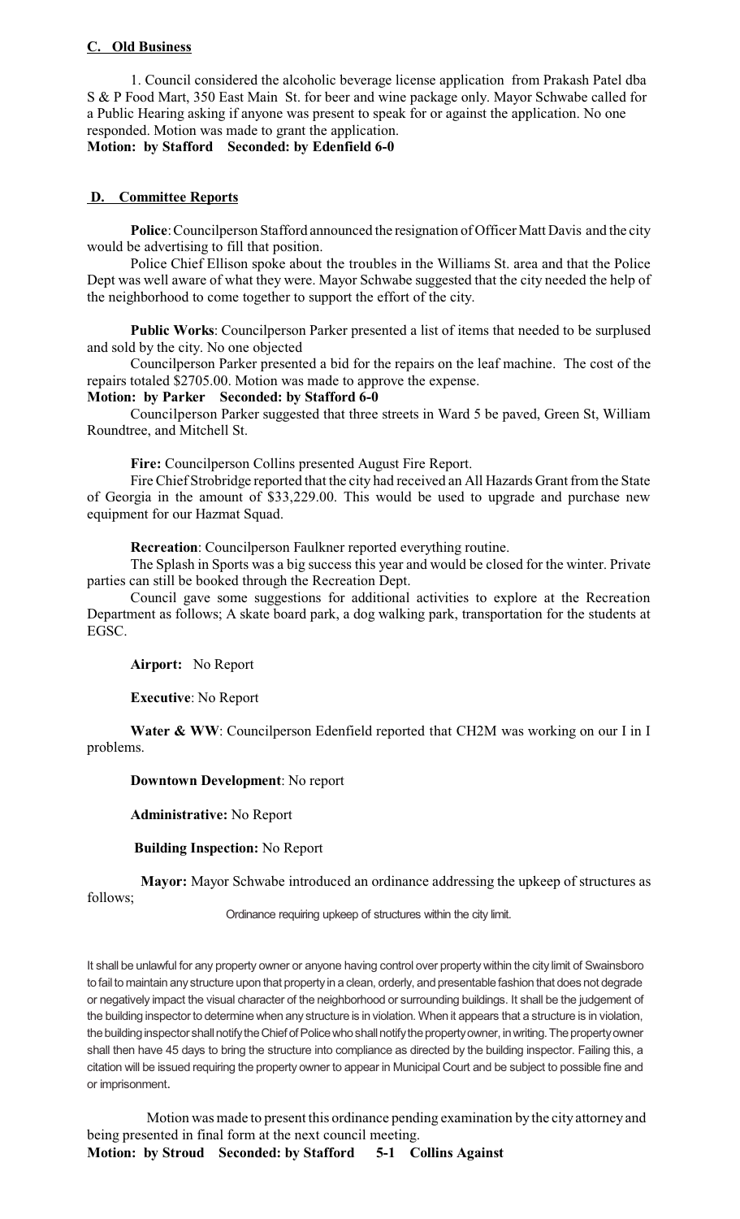## C. Old Business

1. Council considered the alcoholic beverage license application from Prakash Patel dba S & P Food Mart, 350 East Main St. for beer and wine package only. Mayor Schwabe called for a Public Hearing asking if anyone was present to speak for or against the application. No one responded. Motion was made to grant the application.

**Motion: by Stafford Seconded: by Edenfield 6-0**

## D. Committee Reports

**Police**: Councilperson Stafford announced the resignation of Officer Matt Davis and the city would be advertising to fill that position.

Police Chief Ellison spoke about the troubles in the Williams St. area and that the Police Dept was well aware of what they were. Mayor Schwabe suggested that the city needed the help of the neighborhood to come together to support the effort of the city.

**Public Works**: Councilperson Parker presented a list of items that needed to be surplused and sold by the city. No one objected

Councilperson Parker presented a bid for the repairs on the leaf machine. The cost of the repairs totaled $2705.00. Motion was made to approve the expense.

**Motion: by Parker Seconded: by Stafford 6-0**

Councilperson Parker suggested that three streets in Ward 5 be paved, Green St, William Roundtree, and Mitchell St.

**Fire:** Councilperson Collins presented August Fire Report.

Fire Chief Strobridge reported that the city had received an All Hazards Grant from the State of Georgia in the amount of $33,229.00. This would be used to upgrade and purchase new equipment for our Hazmat Squad.

**Recreation**: Councilperson Faulkner reported everything routine.

The Splash in Sports was a big success this year and would be closed for the winter. Private parties can still be booked through the Recreation Dept.

Council gave some suggestions for additional activities to explore at the Recreation Department as follows; A skate board park, a dog walking park, transportation for the students at EGSC.

**Airport:** No Report

**Executive**: No Report

**Water & WW**: Councilperson Edenfield reported that CH2M was working on our I in I problems.

**Downtown Development**: No report

**Administrative:** No Report

**Building Inspection:** No Report

**Mayor:** Mayor Schwabe introduced an ordinance addressing the upkeep of structures as follows;

Ordinance requiring upkeep of structures within the city limit.

It shall be unlawful for any property owner or anyone having control over property within the city limit of Swainsboro to fail to maintain any structure upon that property in a clean, orderly, and presentable fashion that does not degrade or negatively impact the visual character of the neighborhood or surrounding buildings. It shall be the judgement of the building inspector to determine when any structure is in violation. When it appears that a structure is in violation, the building inspector shall notify the Chief of Police who shall notify the property owner, in writing. The property owner shall then have 45 days to bring the structure into compliance as directed by the building inspector. Failing this, a citation will be issued requiring the property owner to appear in Municipal Court and be subject to possible fine and or imprisonment.

Motion was made to present this ordinance pending examination by the city attorney and being presented in final form at the next council meeting.

**Motion: by Stroud Seconded: by Stafford 5-1 Collins Against**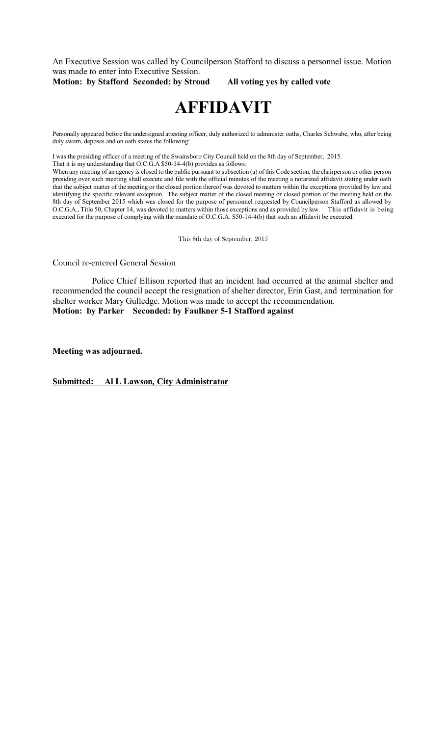An Executive Session was called by Councilperson Stafford to discuss a personnel issue. Motion was made to enter into Executive Session.

**Motion: by Stafford Seconded: by Stroud All voting yes by called vote**

# AFFIDAVIT

Personally appeared before the undersigned attesting officer, duly authorized to administer oaths, Charles Schwabe, who, after being duly sworn, deposes and on oath states the following:

I was the presiding officer of a meeting of the Swainsboro City Council held on the 8th day of September, 2015.

That it is my understanding that O.C.G.A $50-14-4(b) provides as follows:

When any meeting of an agency is closed to the public pursuant to subsection (a) of this Code section, the chairperson or other person presiding over such meeting shall execute and file with the official minutes of the meeting a notarized affidavit stating under oath that the subject matter of the meeting or the closed portion thereof was devoted to matters within the exceptions provided by law and identifying the specific relevant exception. The subject matter of the closed meeting or closed portion of the meeting held on the 8th day of September 2015 which was closed for the purpose of personnel requested by Councilperson Stafford as allowed by O.C.G.A., Title 50, Chapter 14, was devoted to matters within those exceptions and as provided by law. This affidavit is being executed for the purpose of complying with the mandate of O.C.G.A. S50-14-4(b) that such an affidavit be executed.

This 8th day of September, 2015

Council re-entered General Session

Police Chief Ellison reported that an incident had occurred at the animal shelter and recommended the council accept the resignation of shelter director, Erin Gast, and termination for shelter worker Mary Gulledge. Motion was made to accept the recommendation.

**Motion: by Parker Seconded: by Faulkner 5-1 Stafford against**

**Meeting was adjourned.**

**<u>Submitted: Al L Lawson, City Administrator</u>**